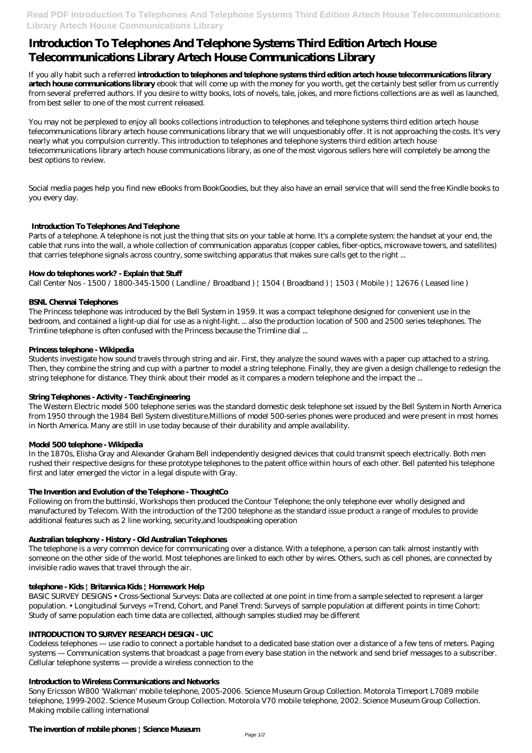# Introduction To Telephones And Telephone Systems Third Edition Artech House Telecommunications Library Artech House Communications Library

If you ally habit such a referred **introduction to telephones and telephone systems third edition artech house telecommunications library artech house communications library** ebook that will come up with the money for you worth, get the certainly best seller from us currently from several preferred authors. If you desire to witty books, lots of novels, tale, jokes, and more fictions collections are as well as launched, from best seller to one of the most current released.

You may not be perplexed to enjoy all books collections introduction to telephones and telephone systems third edition artech house telecommunications library artech house communications library that we will unquestionably offer. It is not approaching the costs. It's very nearly what you compulsion currently. This introduction to telephones and telephone systems third edition artech house telecommunications library artech house communications library, as one of the most vigorous sellers here will completely be among the best options to review.

Social media pages help you find new eBooks from BookGoodies, but they also have an email service that will send the free Kindle books to you every day.

## Introduction To Telephones And Telephone

Parts of a telephone. A telephone is not just the thing that sits on your table at home. It's a complete system: the handset at your end, the cable that runs into the wall, a whole collection of communication apparatus (copper cables, fiber-optics, microwave towers, and satellites) that carries telephone signals across country, some switching apparatus that makes sure calls get to the right ...

## How do telephones work? - Explain that Stuff

Call Center Nos - 1500 / 1800-345-1500 ( Landline / Broadband ) | 1504 ( Broadband ) | 1503 ( Mobile ) | 12676 ( Leased line )

## BSNL Chennai Telephones

The Princess telephone was introduced by the Bell System in 1959. It was a compact telephone designed for convenient use in the bedroom, and contained a light-up dial for use as a night-light. ... also the production location of 500 and 2500 series telephones. The Trimline telephone is often confused with the Princess because the Trimline dial ...

## Princess telephone - Wikipedia

Students investigate how sound travels through string and air. First, they analyze the sound waves with a paper cup attached to a string. Then, they combine the string and cup with a partner to model a string telephone. Finally, they are given a design challenge to redesign the string telephone for distance. They think about their model as it compares a modern telephone and the impact the ...

## String Telephones - Activity - TeachEngineering

The Western Electric model 500 telephone series was the standard domestic desk telephone set issued by the Bell System in North America from 1950 through the 1984 Bell System divestiture.Millions of model 500-series phones were produced and were present in most homes in North America. Many are still in use today because of their durability and ample availability.

## Model 500 telephone - Wikipedia

In the 1870s, Elisha Gray and Alexander Graham Bell independently designed devices that could transmit speech electrically. Both men rushed their respective designs for these prototype telephones to the patent office within hours of each other. Bell patented his telephone first and later emerged the victor in a legal dispute with Gray.

## The Invention and Evolution of the Telephone - ThoughtCo

Following on from the buttinski, Workshops then produced the Contour Telephone; the only telephone ever wholly designed and manufactured by Telecom. With the introduction of the T200 telephone as the standard issue product a range of modules to provide additional features such as 2 line working, security,and loudspeaking operation

## Australian telephony - History - Old Australian Telephones

The telephone is a very common device for communicating over a distance. With a telephone, a person can talk almost instantly with someone on the other side of the world. Most telephones are linked to each other by wires. Others, such as cell phones, are connected by invisible radio waves that travel through the air.

## telephone - Kids | Britannica Kids | Homework Help

BASIC SURVEY DESIGNS • Cross-Sectional Surveys: Data are collected at one point in time from a sample selected to represent a larger population. • Longitudinal Surveys = Trend, Cohort, and Panel Trend: Surveys of sample population at different points in time Cohort: Study of same population each time data are collected, although samples studied may be different

## INTRODUCTION TO SURVEY RESEARCH DESIGN - UIC

Codeless telephones --- use radio to connect a portable handset to a dedicated base station over a distance of a few tens of meters. Paging systems --- Communication systems that broadcast a page from every base station in the network and send brief messages to a subscriber. Cellular telephone systems --- provide a wireless connection to the

## Introduction to Wireless Communications and Networks

Sony Ericsson W800 'Walkman' mobile telephone, 2005-2006. Science Museum Group Collection. Motorola Timeport L7089 mobile telephone, 1999-2002. Science Museum Group Collection. Motorola V70 mobile telephone, 2002. Science Museum Group Collection. Making mobile calling international

## The invention of mobile phones | Science Museum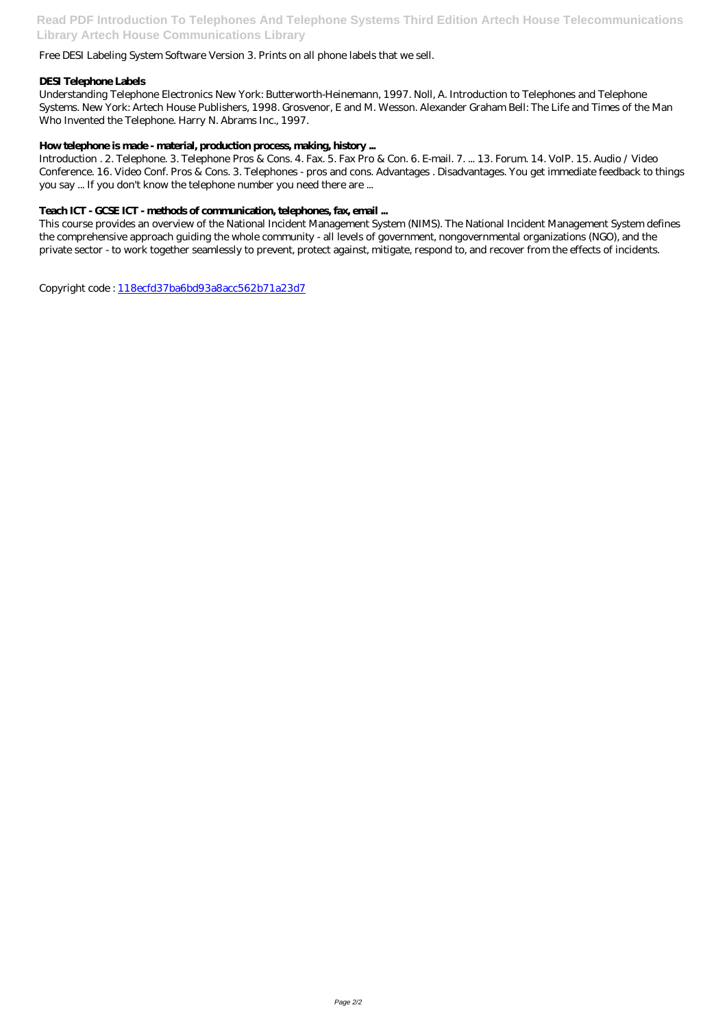Free DESI Labeling System Software Version 3. Prints on all phone labels that we sell.

**DESI Telephone Labels**

Understanding Telephone Electronics New York: Butterworth-Heinemann, 1997. Noll, A. Introduction to Telephones and Telephone Systems. New York: Artech House Publishers, 1998. Grosvenor, E and M. Wesson. Alexander Graham Bell: The Life and Times of the Man Who Invented the Telephone. Harry N. Abrams Inc., 1997.

**How telephone is made - material, production process, making, history ...**

Introduction . 2. Telephone. 3. Telephone Pros & Cons. 4. Fax. 5. Fax Pro & Con. 6. E-mail. 7. ... 13. Forum. 14. VoIP. 15. Audio / Video Conference. 16. Video Conf. Pros & Cons. 3. Telephones - pros and cons. Advantages . Disadvantages. You get immediate feedback to things you say ... If you don't know the telephone number you need there are ...

**Teach ICT - GCSE ICT - methods of communication, telephones, fax, email ...**

This course provides an overview of the National Incident Management System (NIMS). The National Incident Management System defines the comprehensive approach guiding the whole community - all levels of government, nongovernmental organizations (NGO), and the private sector - to work together seamlessly to prevent, protect against, mitigate, respond to, and recover from the effects of incidents.

Copyright code : 118ecfd37ba6bd93a8acc562b71a23d7